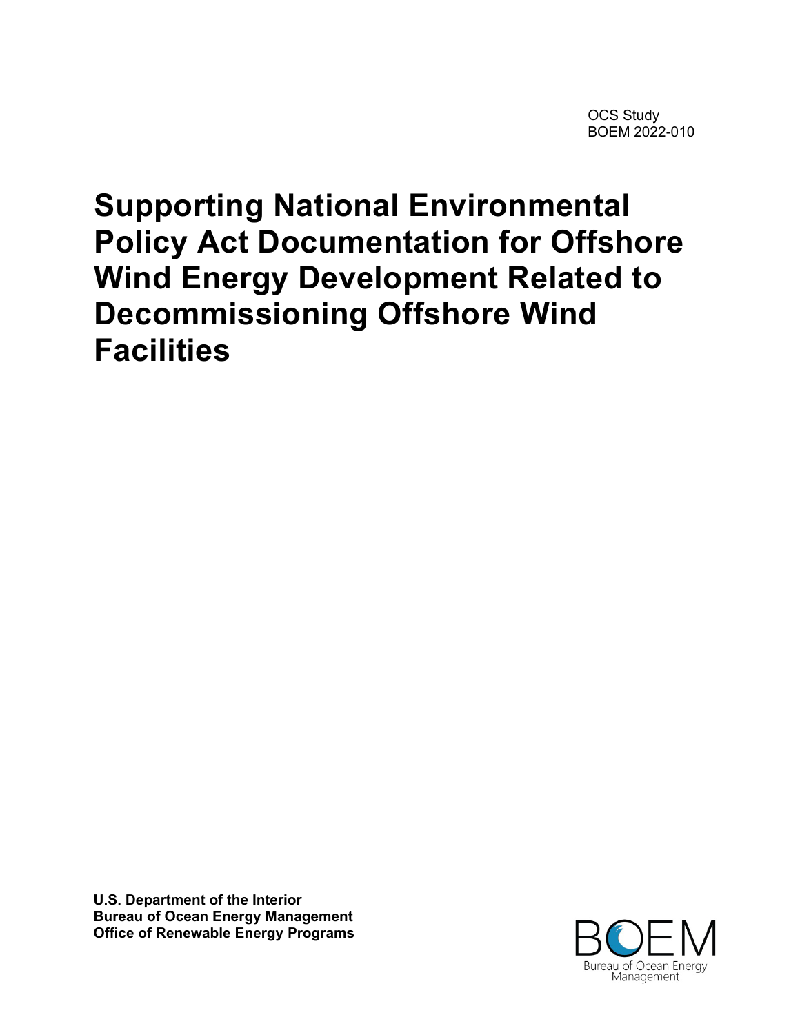OCS Study
BOEM 2022-010

# Supporting National Environmental Policy Act Documentation for Offshore Wind Energy Development Related to Decommissioning Offshore Wind Facilities

**U.S. Department of the Interior**
**Bureau of Ocean Energy Management**
**Office of Renewable Energy Programs**

BOEM
Bureau of Ocean Energy Management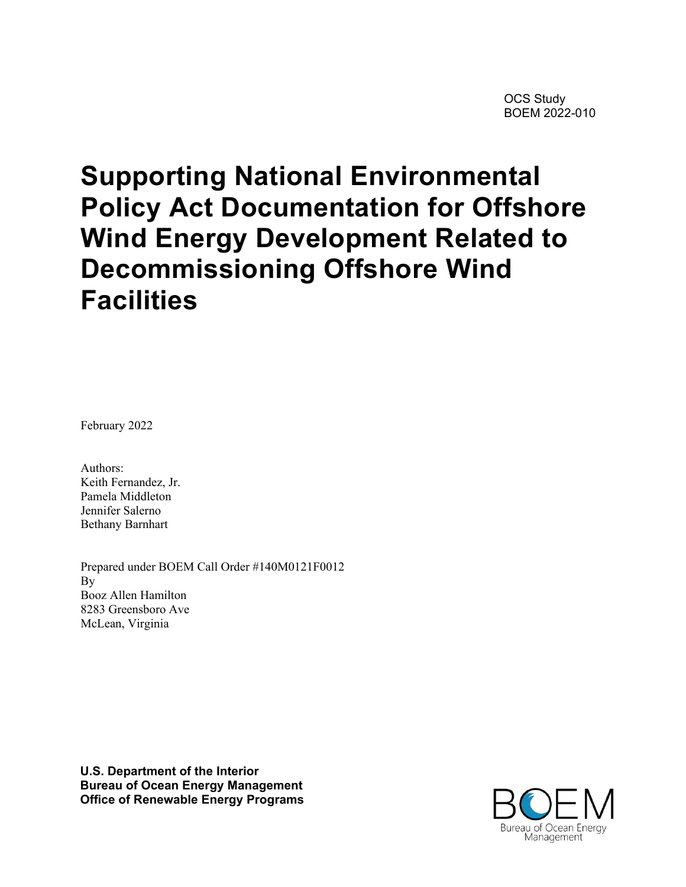OCS Study
BOEM 2022-010

# Supporting National Environmental Policy Act Documentation for Offshore Wind Energy Development Related to Decommissioning Offshore Wind Facilities

February 2022

Authors:
Keith Fernandez, Jr.
Pamela Middleton
Jennifer Salerno
Bethany Barnhart

Prepared under BOEM Call Order #140M0121F0012
By
Booz Allen Hamilton
8283 Greensboro Ave
McLean, Virginia

**U.S. Department of the Interior**
**Bureau of Ocean Energy Management**
**Office of Renewable Energy Programs**

BOEM
Bureau of Ocean Energy Management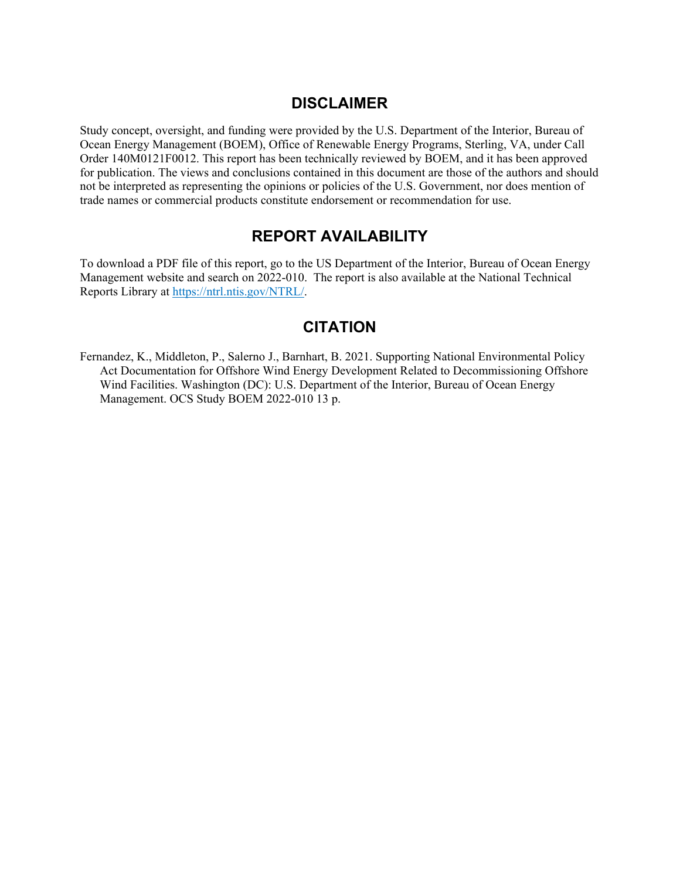## DISCLAIMER

Study concept, oversight, and funding were provided by the U.S. Department of the Interior, Bureau of Ocean Energy Management (BOEM), Office of Renewable Energy Programs, Sterling, VA, under Call Order 140M0121F0012. This report has been technically reviewed by BOEM, and it has been approved for publication. The views and conclusions contained in this document are those of the authors and should not be interpreted as representing the opinions or policies of the U.S. Government, nor does mention of trade names or commercial products constitute endorsement or recommendation for use.

## REPORT AVAILABILITY

To download a PDF file of this report, go to the US Department of the Interior, Bureau of Ocean Energy Management website and search on 2022-010. The report is also available at the National Technical Reports Library at https://ntrl.ntis.gov/NTRL/.

## CITATION

Fernandez, K., Middleton, P., Salerno J., Barnhart, B. 2021. Supporting National Environmental Policy Act Documentation for Offshore Wind Energy Development Related to Decommissioning Offshore Wind Facilities. Washington (DC): U.S. Department of the Interior, Bureau of Ocean Energy Management. OCS Study BOEM 2022-010 13 p.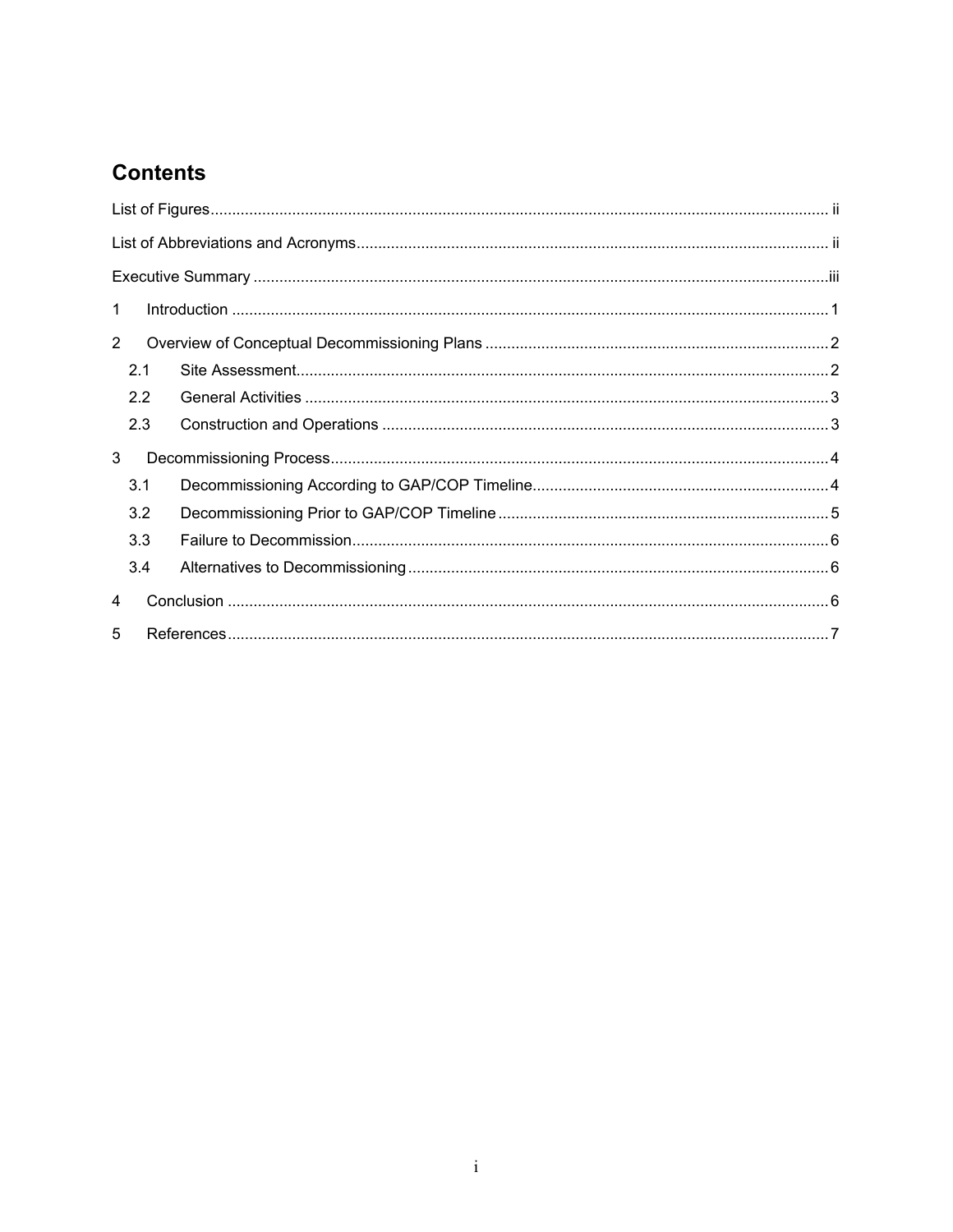# Contents

List of Figures ..... ii

List of Abbreviations and Acronyms ..... ii

Executive Summary ..... iii

1 Introduction ..... 1

2 Overview of Conceptual Decommissioning Plans ..... 2

- 2.1 Site Assessment ..... 2
- 2.2 General Activities ..... 3
- 2.3 Construction and Operations ..... 3

3 Decommissioning Process ..... 4

- 3.1 Decommissioning According to GAP/COP Timeline ..... 4
- 3.2 Decommissioning Prior to GAP/COP Timeline ..... 5
- 3.3 Failure to Decommission ..... 6
- 3.4 Alternatives to Decommissioning ..... 6

4 Conclusion ..... 6

5 References ..... 7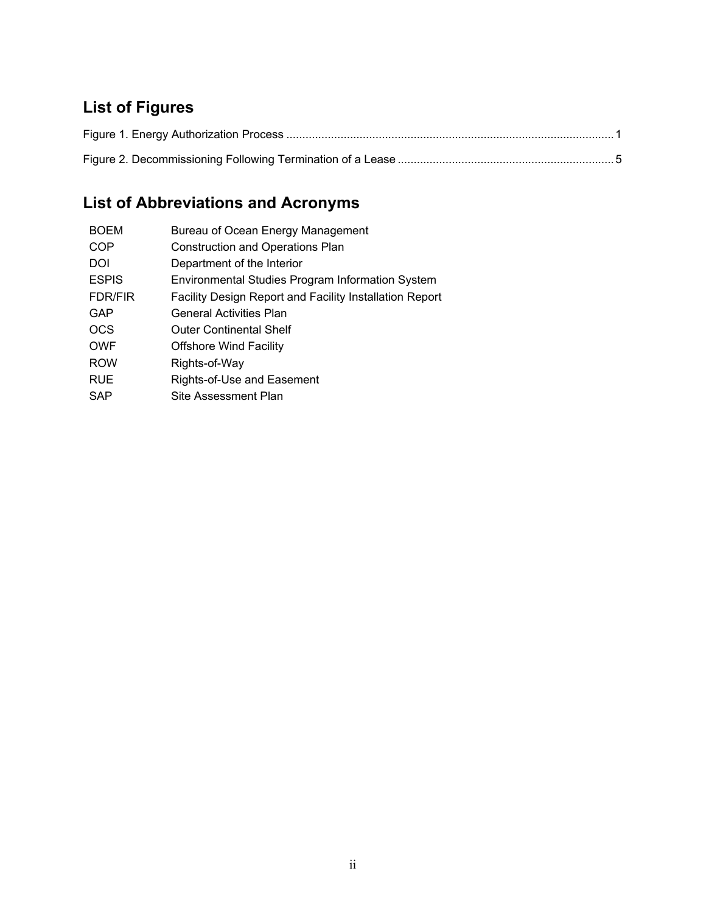## List of Figures

Figure 1. Energy Authorization Process ...................................................................................................... 1

Figure 2. Decommissioning Following Termination of a Lease .................................................................... 5

## List of Abbreviations and Acronyms

| | |
|---|---|
| BOEM | Bureau of Ocean Energy Management |
| COP | Construction and Operations Plan |
| DOI | Department of the Interior |
| ESPIS | Environmental Studies Program Information System |
| FDR/FIR | Facility Design Report and Facility Installation Report |
| GAP | General Activities Plan |
| OCS | Outer Continental Shelf |
| OWF | Offshore Wind Facility |
| ROW | Rights-of-Way |
| RUE | Rights-of-Use and Easement |
| SAP | Site Assessment Plan |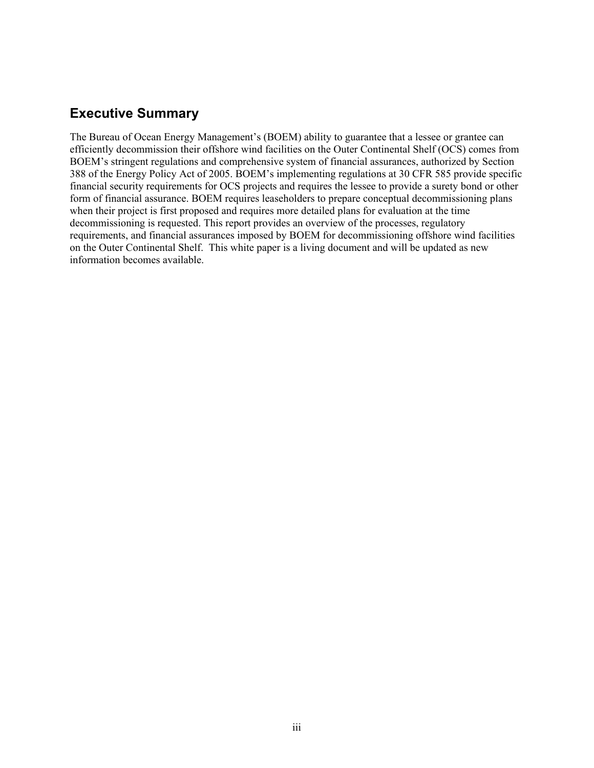## Executive Summary

The Bureau of Ocean Energy Management's (BOEM) ability to guarantee that a lessee or grantee can efficiently decommission their offshore wind facilities on the Outer Continental Shelf (OCS) comes from BOEM's stringent regulations and comprehensive system of financial assurances, authorized by Section 388 of the Energy Policy Act of 2005. BOEM's implementing regulations at 30 CFR 585 provide specific financial security requirements for OCS projects and requires the lessee to provide a surety bond or other form of financial assurance. BOEM requires leaseholders to prepare conceptual decommissioning plans when their project is first proposed and requires more detailed plans for evaluation at the time decommissioning is requested. This report provides an overview of the processes, regulatory requirements, and financial assurances imposed by BOEM for decommissioning offshore wind facilities on the Outer Continental Shelf. This white paper is a living document and will be updated as new information becomes available.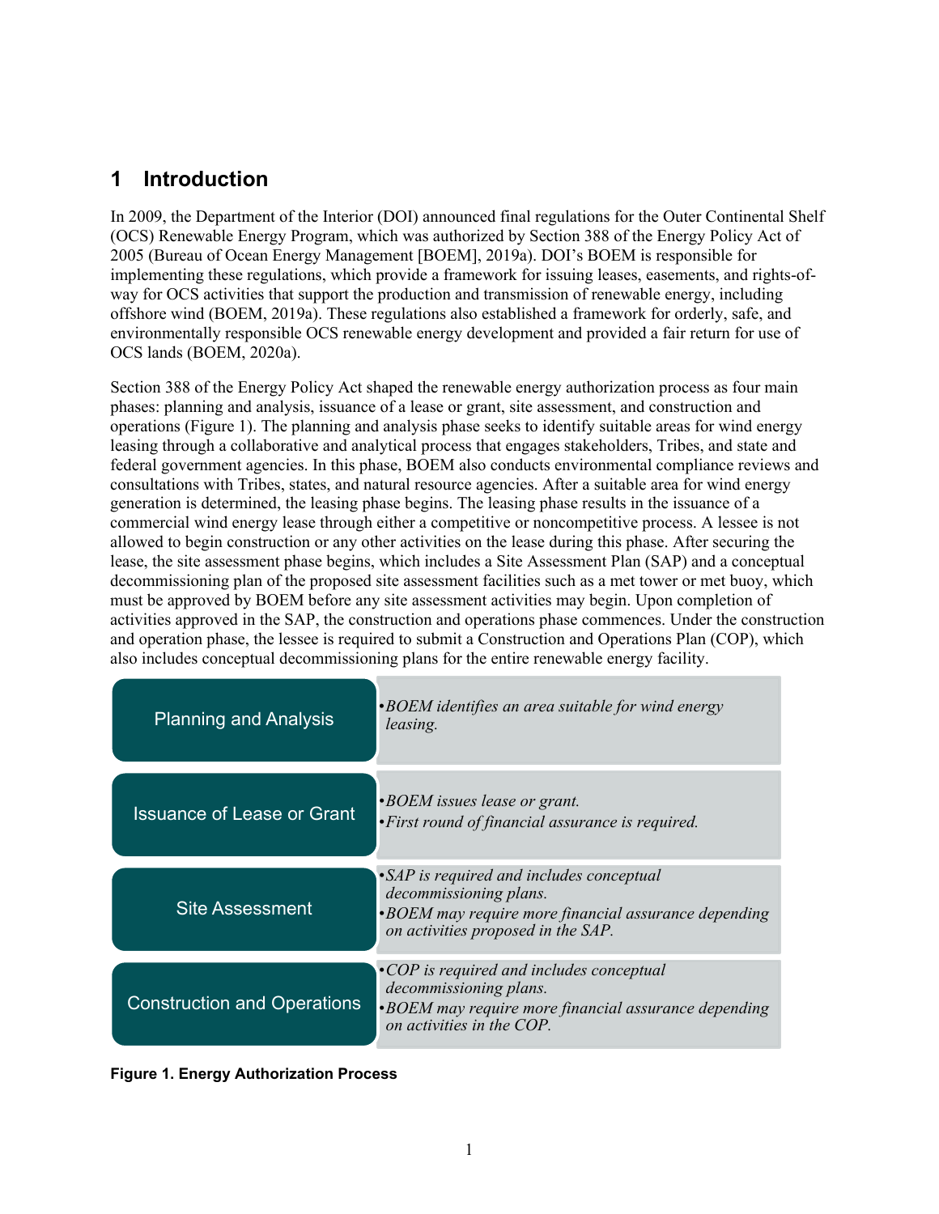# 1 Introduction

In 2009, the Department of the Interior (DOI) announced final regulations for the Outer Continental Shelf (OCS) Renewable Energy Program, which was authorized by Section 388 of the Energy Policy Act of 2005 (Bureau of Ocean Energy Management [BOEM], 2019a). DOI's BOEM is responsible for implementing these regulations, which provide a framework for issuing leases, easements, and rights-of-way for OCS activities that support the production and transmission of renewable energy, including offshore wind (BOEM, 2019a). These regulations also established a framework for orderly, safe, and environmentally responsible OCS renewable energy development and provided a fair return for use of OCS lands (BOEM, 2020a).

Section 388 of the Energy Policy Act shaped the renewable energy authorization process as four main phases: planning and analysis, issuance of a lease or grant, site assessment, and construction and operations (Figure 1). The planning and analysis phase seeks to identify suitable areas for wind energy leasing through a collaborative and analytical process that engages stakeholders, Tribes, and state and federal government agencies. In this phase, BOEM also conducts environmental compliance reviews and consultations with Tribes, states, and natural resource agencies. After a suitable area for wind energy generation is determined, the leasing phase begins. The leasing phase results in the issuance of a commercial wind energy lease through either a competitive or noncompetitive process. A lessee is not allowed to begin construction or any other activities on the lease during this phase. After securing the lease, the site assessment phase begins, which includes a Site Assessment Plan (SAP) and a conceptual decommissioning plan of the proposed site assessment facilities such as a met tower or met buoy, which must be approved by BOEM before any site assessment activities may begin. Upon completion of activities approved in the SAP, the construction and operations phase commences. Under the construction and operation phase, the lessee is required to submit a Construction and Operations Plan (COP), which also includes conceptual decommissioning plans for the entire renewable energy facility.

| Phase | Description |
|---|---|
| Planning and Analysis | • *BOEM identifies an area suitable for wind energy leasing.* |
| Issuance of Lease or Grant | • *BOEM issues lease or grant.*<br>• *First round of financial assurance is required.* |
| Site Assessment | • *SAP is required and includes conceptual decommissioning plans.*<br>• *BOEM may require more financial assurance depending on activities proposed in the SAP.* |
| Construction and Operations | • *COP is required and includes conceptual decommissioning plans.*<br>• *BOEM may require more financial assurance depending on activities in the COP.* |

**Figure 1. Energy Authorization Process**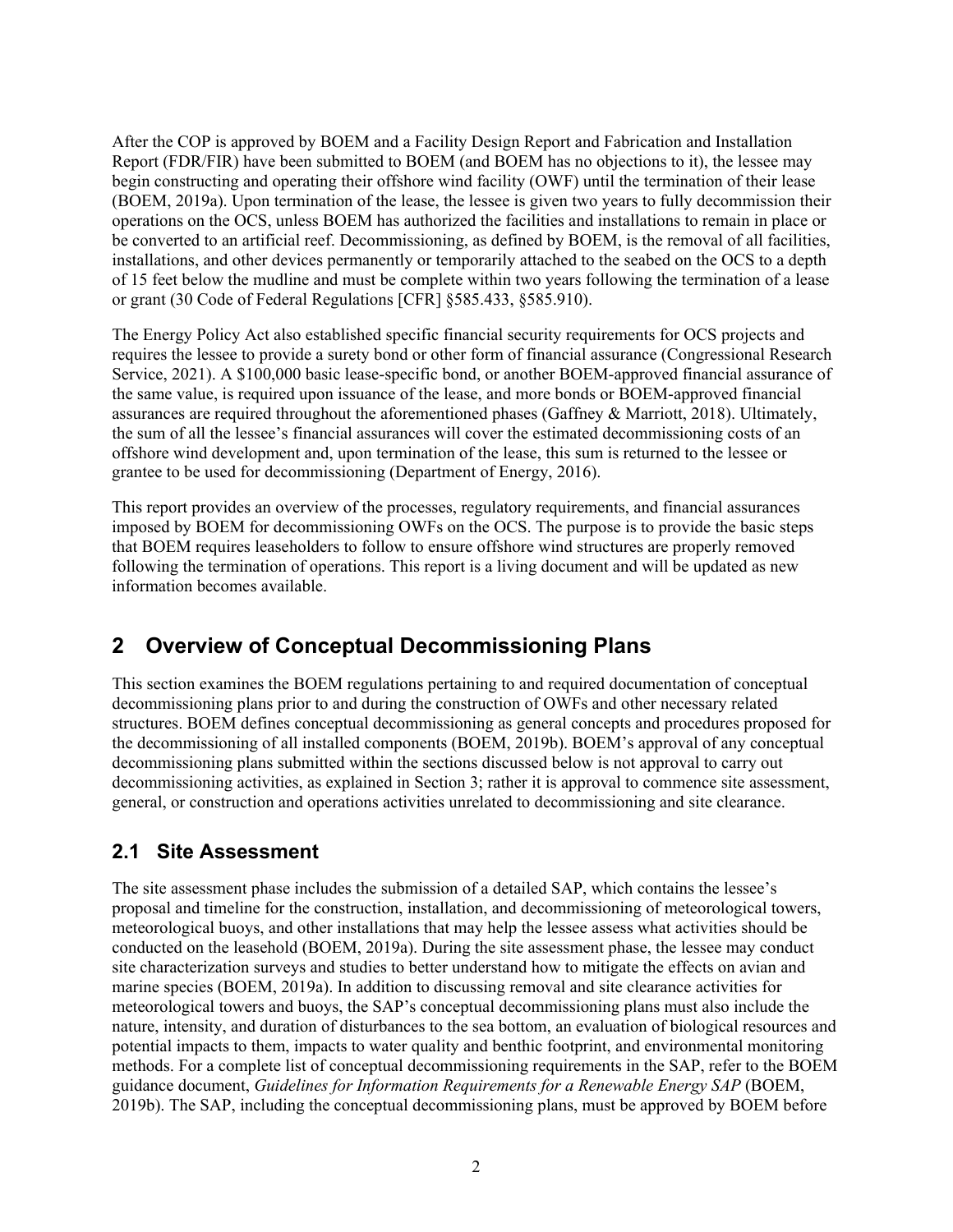After the COP is approved by BOEM and a Facility Design Report and Fabrication and Installation Report (FDR/FIR) have been submitted to BOEM (and BOEM has no objections to it), the lessee may begin constructing and operating their offshore wind facility (OWF) until the termination of their lease (BOEM, 2019a). Upon termination of the lease, the lessee is given two years to fully decommission their operations on the OCS, unless BOEM has authorized the facilities and installations to remain in place or be converted to an artificial reef. Decommissioning, as defined by BOEM, is the removal of all facilities, installations, and other devices permanently or temporarily attached to the seabed on the OCS to a depth of 15 feet below the mudline and must be complete within two years following the termination of a lease or grant (30 Code of Federal Regulations [CFR] §585.433, §585.910).

The Energy Policy Act also established specific financial security requirements for OCS projects and requires the lessee to provide a surety bond or other form of financial assurance (Congressional Research Service, 2021). A $100,000 basic lease-specific bond, or another BOEM-approved financial assurance of the same value, is required upon issuance of the lease, and more bonds or BOEM-approved financial assurances are required throughout the aforementioned phases (Gaffney & Marriott, 2018). Ultimately, the sum of all the lessee's financial assurances will cover the estimated decommissioning costs of an offshore wind development and, upon termination of the lease, this sum is returned to the lessee or grantee to be used for decommissioning (Department of Energy, 2016).

This report provides an overview of the processes, regulatory requirements, and financial assurances imposed by BOEM for decommissioning OWFs on the OCS. The purpose is to provide the basic steps that BOEM requires leaseholders to follow to ensure offshore wind structures are properly removed following the termination of operations. This report is a living document and will be updated as new information becomes available.

# 2 Overview of Conceptual Decommissioning Plans

This section examines the BOEM regulations pertaining to and required documentation of conceptual decommissioning plans prior to and during the construction of OWFs and other necessary related structures. BOEM defines conceptual decommissioning as general concepts and procedures proposed for the decommissioning of all installed components (BOEM, 2019b). BOEM's approval of any conceptual decommissioning plans submitted within the sections discussed below is not approval to carry out decommissioning activities, as explained in Section 3; rather it is approval to commence site assessment, general, or construction and operations activities unrelated to decommissioning and site clearance.

## 2.1 Site Assessment

The site assessment phase includes the submission of a detailed SAP, which contains the lessee's proposal and timeline for the construction, installation, and decommissioning of meteorological towers, meteorological buoys, and other installations that may help the lessee assess what activities should be conducted on the leasehold (BOEM, 2019a). During the site assessment phase, the lessee may conduct site characterization surveys and studies to better understand how to mitigate the effects on avian and marine species (BOEM, 2019a). In addition to discussing removal and site clearance activities for meteorological towers and buoys, the SAP's conceptual decommissioning plans must also include the nature, intensity, and duration of disturbances to the sea bottom, an evaluation of biological resources and potential impacts to them, impacts to water quality and benthic footprint, and environmental monitoring methods. For a complete list of conceptual decommissioning requirements in the SAP, refer to the BOEM guidance document, *Guidelines for Information Requirements for a Renewable Energy SAP* (BOEM, 2019b). The SAP, including the conceptual decommissioning plans, must be approved by BOEM before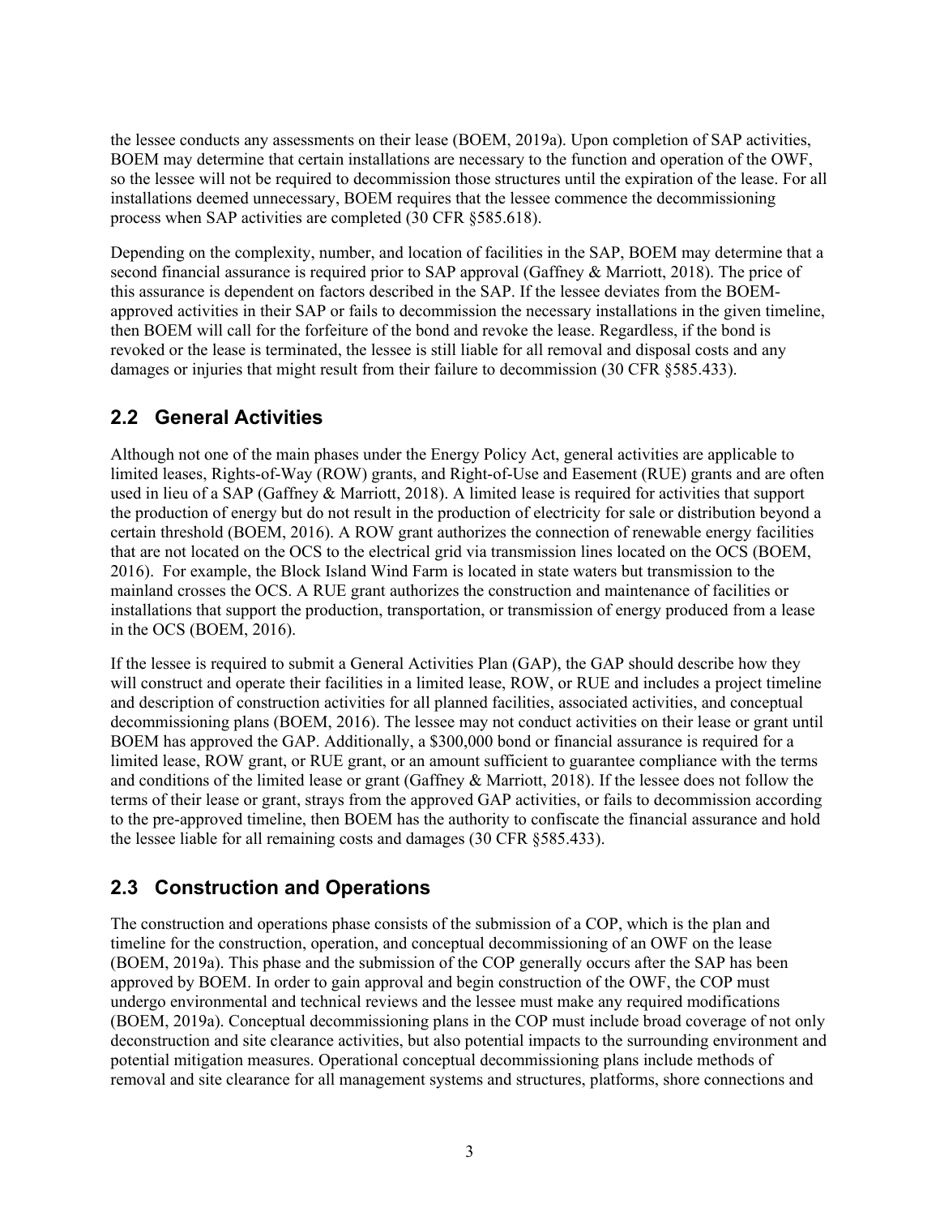the lessee conducts any assessments on their lease (BOEM, 2019a). Upon completion of SAP activities, BOEM may determine that certain installations are necessary to the function and operation of the OWF, so the lessee will not be required to decommission those structures until the expiration of the lease. For all installations deemed unnecessary, BOEM requires that the lessee commence the decommissioning process when SAP activities are completed (30 CFR §585.618).

Depending on the complexity, number, and location of facilities in the SAP, BOEM may determine that a second financial assurance is required prior to SAP approval (Gaffney & Marriott, 2018). The price of this assurance is dependent on factors described in the SAP. If the lessee deviates from the BOEM-approved activities in their SAP or fails to decommission the necessary installations in the given timeline, then BOEM will call for the forfeiture of the bond and revoke the lease. Regardless, if the bond is revoked or the lease is terminated, the lessee is still liable for all removal and disposal costs and any damages or injuries that might result from their failure to decommission (30 CFR §585.433).

## 2.2 General Activities

Although not one of the main phases under the Energy Policy Act, general activities are applicable to limited leases, Rights-of-Way (ROW) grants, and Right-of-Use and Easement (RUE) grants and are often used in lieu of a SAP (Gaffney & Marriott, 2018). A limited lease is required for activities that support the production of energy but do not result in the production of electricity for sale or distribution beyond a certain threshold (BOEM, 2016). A ROW grant authorizes the connection of renewable energy facilities that are not located on the OCS to the electrical grid via transmission lines located on the OCS (BOEM, 2016). For example, the Block Island Wind Farm is located in state waters but transmission to the mainland crosses the OCS. A RUE grant authorizes the construction and maintenance of facilities or installations that support the production, transportation, or transmission of energy produced from a lease in the OCS (BOEM, 2016).

If the lessee is required to submit a General Activities Plan (GAP), the GAP should describe how they will construct and operate their facilities in a limited lease, ROW, or RUE and includes a project timeline and description of construction activities for all planned facilities, associated activities, and conceptual decommissioning plans (BOEM, 2016). The lessee may not conduct activities on their lease or grant until BOEM has approved the GAP. Additionally, a $300,000 bond or financial assurance is required for a limited lease, ROW grant, or RUE grant, or an amount sufficient to guarantee compliance with the terms and conditions of the limited lease or grant (Gaffney & Marriott, 2018). If the lessee does not follow the terms of their lease or grant, strays from the approved GAP activities, or fails to decommission according to the pre-approved timeline, then BOEM has the authority to confiscate the financial assurance and hold the lessee liable for all remaining costs and damages (30 CFR §585.433).

## 2.3 Construction and Operations

The construction and operations phase consists of the submission of a COP, which is the plan and timeline for the construction, operation, and conceptual decommissioning of an OWF on the lease (BOEM, 2019a). This phase and the submission of the COP generally occurs after the SAP has been approved by BOEM. In order to gain approval and begin construction of the OWF, the COP must undergo environmental and technical reviews and the lessee must make any required modifications (BOEM, 2019a). Conceptual decommissioning plans in the COP must include broad coverage of not only deconstruction and site clearance activities, but also potential impacts to the surrounding environment and potential mitigation measures. Operational conceptual decommissioning plans include methods of removal and site clearance for all management systems and structures, platforms, shore connections and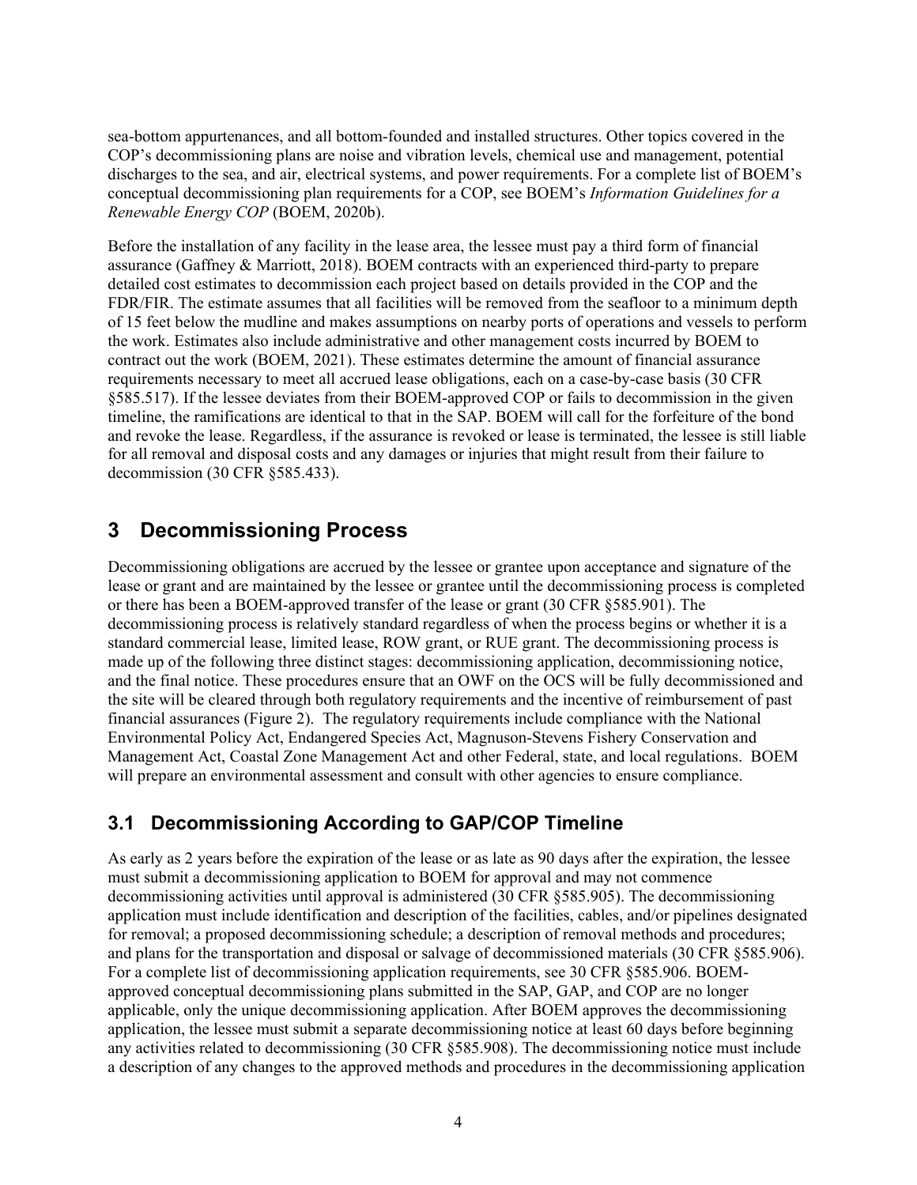sea-bottom appurtenances, and all bottom-founded and installed structures. Other topics covered in the COP's decommissioning plans are noise and vibration levels, chemical use and management, potential discharges to the sea, and air, electrical systems, and power requirements. For a complete list of BOEM's conceptual decommissioning plan requirements for a COP, see BOEM's *Information Guidelines for a Renewable Energy COP* (BOEM, 2020b).

Before the installation of any facility in the lease area, the lessee must pay a third form of financial assurance (Gaffney & Marriott, 2018). BOEM contracts with an experienced third-party to prepare detailed cost estimates to decommission each project based on details provided in the COP and the FDR/FIR. The estimate assumes that all facilities will be removed from the seafloor to a minimum depth of 15 feet below the mudline and makes assumptions on nearby ports of operations and vessels to perform the work. Estimates also include administrative and other management costs incurred by BOEM to contract out the work (BOEM, 2021). These estimates determine the amount of financial assurance requirements necessary to meet all accrued lease obligations, each on a case-by-case basis (30 CFR §585.517). If the lessee deviates from their BOEM-approved COP or fails to decommission in the given timeline, the ramifications are identical to that in the SAP. BOEM will call for the forfeiture of the bond and revoke the lease. Regardless, if the assurance is revoked or lease is terminated, the lessee is still liable for all removal and disposal costs and any damages or injuries that might result from their failure to decommission (30 CFR §585.433).

# 3 Decommissioning Process

Decommissioning obligations are accrued by the lessee or grantee upon acceptance and signature of the lease or grant and are maintained by the lessee or grantee until the decommissioning process is completed or there has been a BOEM-approved transfer of the lease or grant (30 CFR §585.901). The decommissioning process is relatively standard regardless of when the process begins or whether it is a standard commercial lease, limited lease, ROW grant, or RUE grant. The decommissioning process is made up of the following three distinct stages: decommissioning application, decommissioning notice, and the final notice. These procedures ensure that an OWF on the OCS will be fully decommissioned and the site will be cleared through both regulatory requirements and the incentive of reimbursement of past financial assurances (Figure 2). The regulatory requirements include compliance with the National Environmental Policy Act, Endangered Species Act, Magnuson-Stevens Fishery Conservation and Management Act, Coastal Zone Management Act and other Federal, state, and local regulations. BOEM will prepare an environmental assessment and consult with other agencies to ensure compliance.

## 3.1 Decommissioning According to GAP/COP Timeline

As early as 2 years before the expiration of the lease or as late as 90 days after the expiration, the lessee must submit a decommissioning application to BOEM for approval and may not commence decommissioning activities until approval is administered (30 CFR §585.905). The decommissioning application must include identification and description of the facilities, cables, and/or pipelines designated for removal; a proposed decommissioning schedule; a description of removal methods and procedures; and plans for the transportation and disposal or salvage of decommissioned materials (30 CFR §585.906). For a complete list of decommissioning application requirements, see 30 CFR §585.906. BOEM-approved conceptual decommissioning plans submitted in the SAP, GAP, and COP are no longer applicable, only the unique decommissioning application. After BOEM approves the decommissioning application, the lessee must submit a separate decommissioning notice at least 60 days before beginning any activities related to decommissioning (30 CFR §585.908). The decommissioning notice must include a description of any changes to the approved methods and procedures in the decommissioning application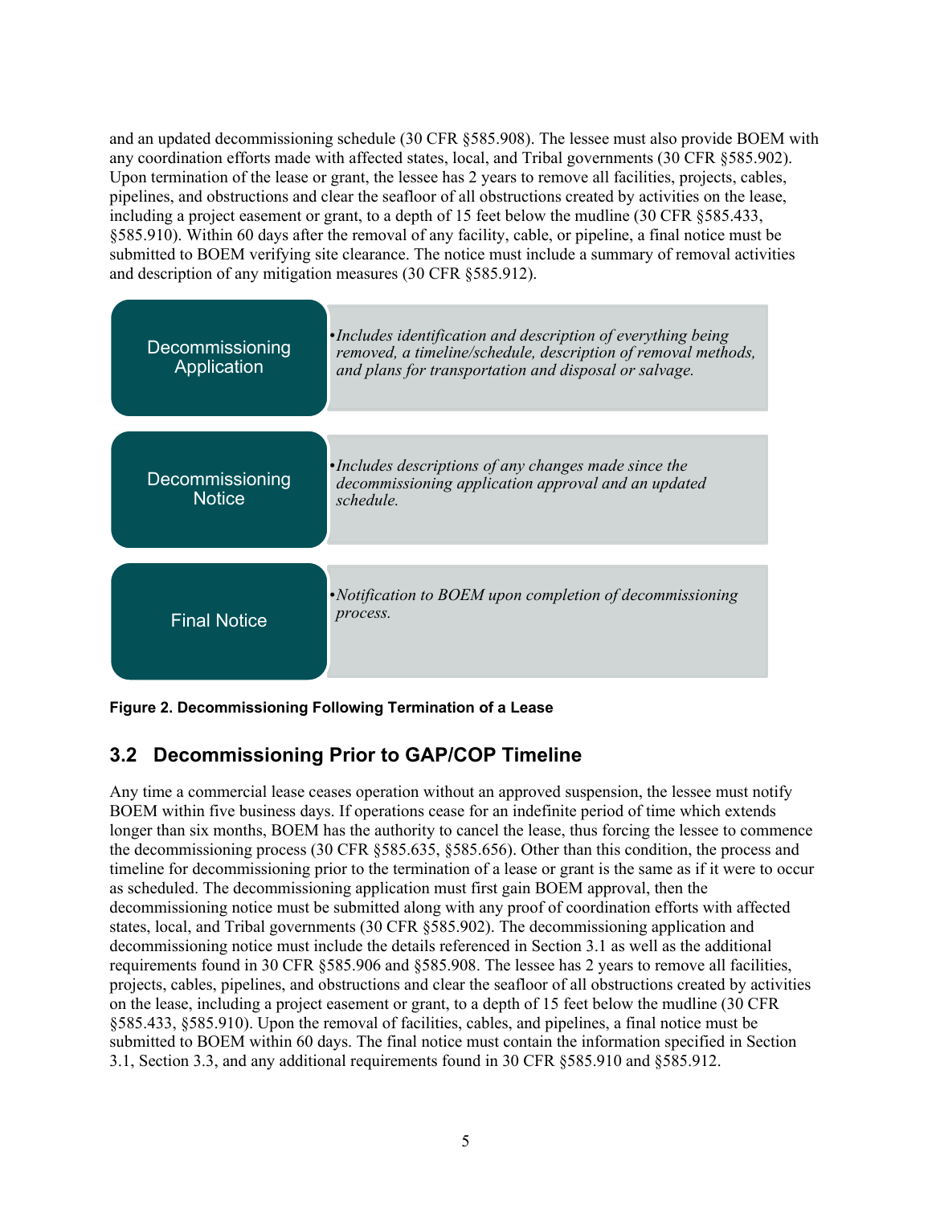and an updated decommissioning schedule (30 CFR §585.908). The lessee must also provide BOEM with any coordination efforts made with affected states, local, and Tribal governments (30 CFR §585.902). Upon termination of the lease or grant, the lessee has 2 years to remove all facilities, projects, cables, pipelines, and obstructions and clear the seafloor of all obstructions created by activities on the lease, including a project easement or grant, to a depth of 15 feet below the mudline (30 CFR §585.433, §585.910). Within 60 days after the removal of any facility, cable, or pipeline, a final notice must be submitted to BOEM verifying site clearance. The notice must include a summary of removal activities and description of any mitigation measures (30 CFR §585.912).

| | |
|---|---|
| Decommissioning Application | • *Includes identification and description of everything being removed, a timeline/schedule, description of removal methods, and plans for transportation and disposal or salvage.* |
| Decommissioning Notice | • *Includes descriptions of any changes made since the decommissioning application approval and an updated schedule.* |
| Final Notice | • *Notification to BOEM upon completion of decommissioning process.* |

**Figure 2. Decommissioning Following Termination of a Lease**

## 3.2 Decommissioning Prior to GAP/COP Timeline

Any time a commercial lease ceases operation without an approved suspension, the lessee must notify BOEM within five business days. If operations cease for an indefinite period of time which extends longer than six months, BOEM has the authority to cancel the lease, thus forcing the lessee to commence the decommissioning process (30 CFR §585.635, §585.656). Other than this condition, the process and timeline for decommissioning prior to the termination of a lease or grant is the same as if it were to occur as scheduled. The decommissioning application must first gain BOEM approval, then the decommissioning notice must be submitted along with any proof of coordination efforts with affected states, local, and Tribal governments (30 CFR §585.902). The decommissioning application and decommissioning notice must include the details referenced in Section 3.1 as well as the additional requirements found in 30 CFR §585.906 and §585.908. The lessee has 2 years to remove all facilities, projects, cables, pipelines, and obstructions and clear the seafloor of all obstructions created by activities on the lease, including a project easement or grant, to a depth of 15 feet below the mudline (30 CFR §585.433, §585.910). Upon the removal of facilities, cables, and pipelines, a final notice must be submitted to BOEM within 60 days. The final notice must contain the information specified in Section 3.1, Section 3.3, and any additional requirements found in 30 CFR §585.910 and §585.912.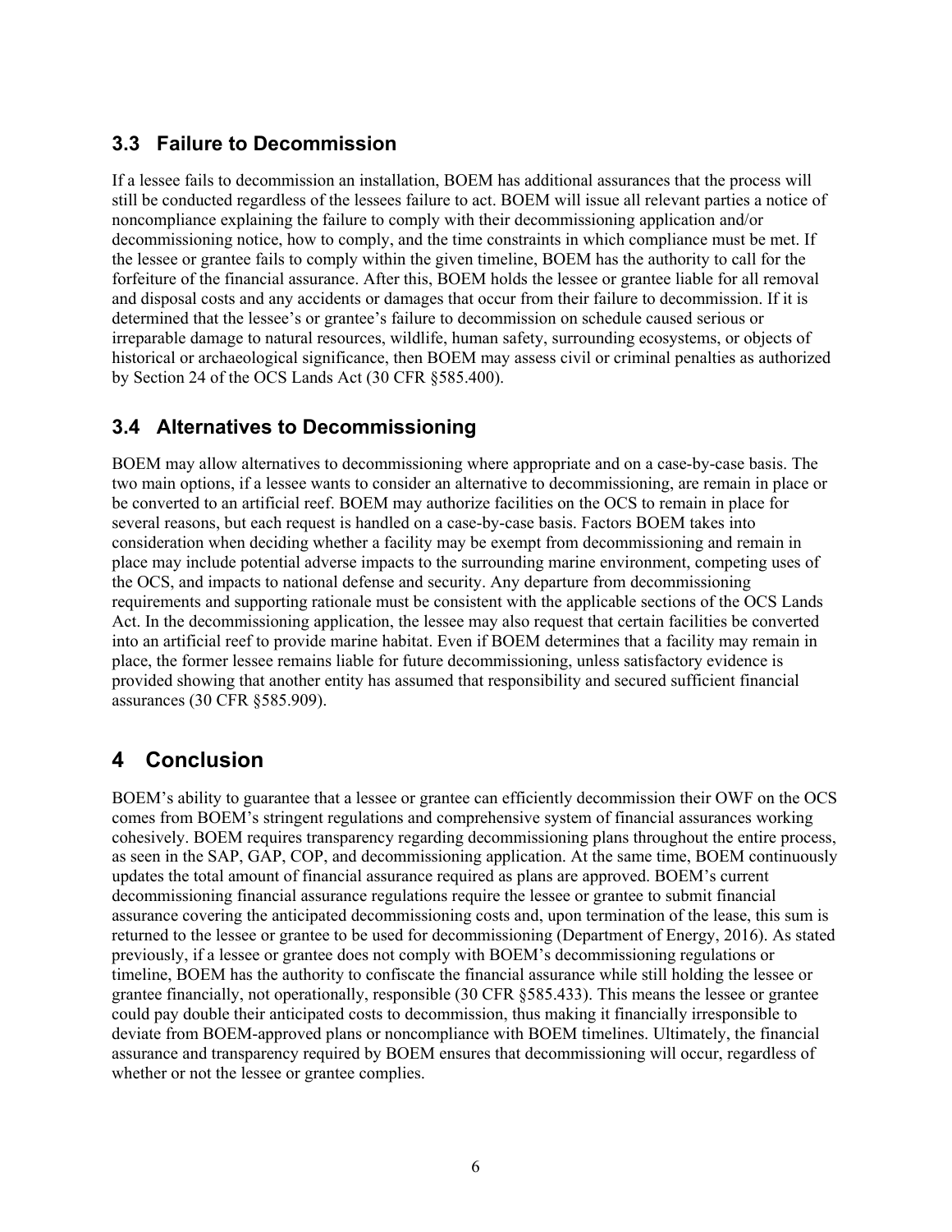## 3.3 Failure to Decommission

If a lessee fails to decommission an installation, BOEM has additional assurances that the process will still be conducted regardless of the lessees failure to act. BOEM will issue all relevant parties a notice of noncompliance explaining the failure to comply with their decommissioning application and/or decommissioning notice, how to comply, and the time constraints in which compliance must be met. If the lessee or grantee fails to comply within the given timeline, BOEM has the authority to call for the forfeiture of the financial assurance. After this, BOEM holds the lessee or grantee liable for all removal and disposal costs and any accidents or damages that occur from their failure to decommission. If it is determined that the lessee's or grantee's failure to decommission on schedule caused serious or irreparable damage to natural resources, wildlife, human safety, surrounding ecosystems, or objects of historical or archaeological significance, then BOEM may assess civil or criminal penalties as authorized by Section 24 of the OCS Lands Act (30 CFR §585.400).

## 3.4 Alternatives to Decommissioning

BOEM may allow alternatives to decommissioning where appropriate and on a case-by-case basis. The two main options, if a lessee wants to consider an alternative to decommissioning, are remain in place or be converted to an artificial reef. BOEM may authorize facilities on the OCS to remain in place for several reasons, but each request is handled on a case-by-case basis. Factors BOEM takes into consideration when deciding whether a facility may be exempt from decommissioning and remain in place may include potential adverse impacts to the surrounding marine environment, competing uses of the OCS, and impacts to national defense and security. Any departure from decommissioning requirements and supporting rationale must be consistent with the applicable sections of the OCS Lands Act. In the decommissioning application, the lessee may also request that certain facilities be converted into an artificial reef to provide marine habitat. Even if BOEM determines that a facility may remain in place, the former lessee remains liable for future decommissioning, unless satisfactory evidence is provided showing that another entity has assumed that responsibility and secured sufficient financial assurances (30 CFR §585.909).

# 4 Conclusion

BOEM's ability to guarantee that a lessee or grantee can efficiently decommission their OWF on the OCS comes from BOEM's stringent regulations and comprehensive system of financial assurances working cohesively. BOEM requires transparency regarding decommissioning plans throughout the entire process, as seen in the SAP, GAP, COP, and decommissioning application. At the same time, BOEM continuously updates the total amount of financial assurance required as plans are approved. BOEM's current decommissioning financial assurance regulations require the lessee or grantee to submit financial assurance covering the anticipated decommissioning costs and, upon termination of the lease, this sum is returned to the lessee or grantee to be used for decommissioning (Department of Energy, 2016). As stated previously, if a lessee or grantee does not comply with BOEM's decommissioning regulations or timeline, BOEM has the authority to confiscate the financial assurance while still holding the lessee or grantee financially, not operationally, responsible (30 CFR §585.433). This means the lessee or grantee could pay double their anticipated costs to decommission, thus making it financially irresponsible to deviate from BOEM-approved plans or noncompliance with BOEM timelines. Ultimately, the financial assurance and transparency required by BOEM ensures that decommissioning will occur, regardless of whether or not the lessee or grantee complies.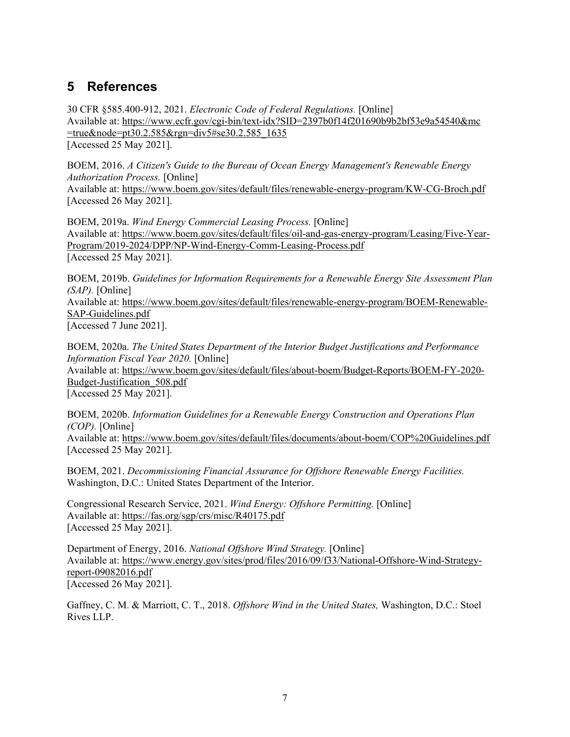## 5 References

30 CFR §585.400-912, 2021. *Electronic Code of Federal Regulations.* [Online]
Available at: https://www.ecfr.gov/cgi-bin/text-idx?SID=2397b0f14f201690b9b2bf53e9a54540&mc=true&node=pt30.2.585&rgn=div5#se30.2.585_1635
[Accessed 25 May 2021].

BOEM, 2016. *A Citizen's Guide to the Bureau of Ocean Energy Management's Renewable Energy Authorization Process.* [Online]
Available at: https://www.boem.gov/sites/default/files/renewable-energy-program/KW-CG-Broch.pdf
[Accessed 26 May 2021].

BOEM, 2019a. *Wind Energy Commercial Leasing Process.* [Online]
Available at: https://www.boem.gov/sites/default/files/oil-and-gas-energy-program/Leasing/Five-Year-Program/2019-2024/DPP/NP-Wind-Energy-Comm-Leasing-Process.pdf
[Accessed 25 May 2021].

BOEM, 2019b. *Guidelines for Information Requirements for a Renewable Energy Site Assessment Plan (SAP).* [Online]
Available at: https://www.boem.gov/sites/default/files/renewable-energy-program/BOEM-Renewable-SAP-Guidelines.pdf
[Accessed 7 June 2021].

BOEM, 2020a. *The United States Department of the Interior Budget Justifications and Performance Information Fiscal Year 2020.* [Online]
Available at: https://www.boem.gov/sites/default/files/about-boem/Budget-Reports/BOEM-FY-2020-Budget-Justification_508.pdf
[Accessed 25 May 2021].

BOEM, 2020b. *Information Guidelines for a Renewable Energy Construction and Operations Plan (COP).* [Online]
Available at: https://www.boem.gov/sites/default/files/documents/about-boem/COP%20Guidelines.pdf
[Accessed 25 May 2021].

BOEM, 2021. *Decommissioning Financial Assurance for Offshore Renewable Energy Facilities.* Washington, D.C.: United States Department of the Interior.

Congressional Research Service, 2021. *Wind Energy: Offshore Permitting.* [Online]
Available at: https://fas.org/sgp/crs/misc/R40175.pdf
[Accessed 25 May 2021].

Department of Energy, 2016. *National Offshore Wind Strategy.* [Online]
Available at: https://www.energy.gov/sites/prod/files/2016/09/f33/National-Offshore-Wind-Strategy-report-09082016.pdf
[Accessed 26 May 2021].

Gaffney, C. M. & Marriott, C. T., 2018. *Offshore Wind in the United States,* Washington, D.C.: Stoel Rives LLP.